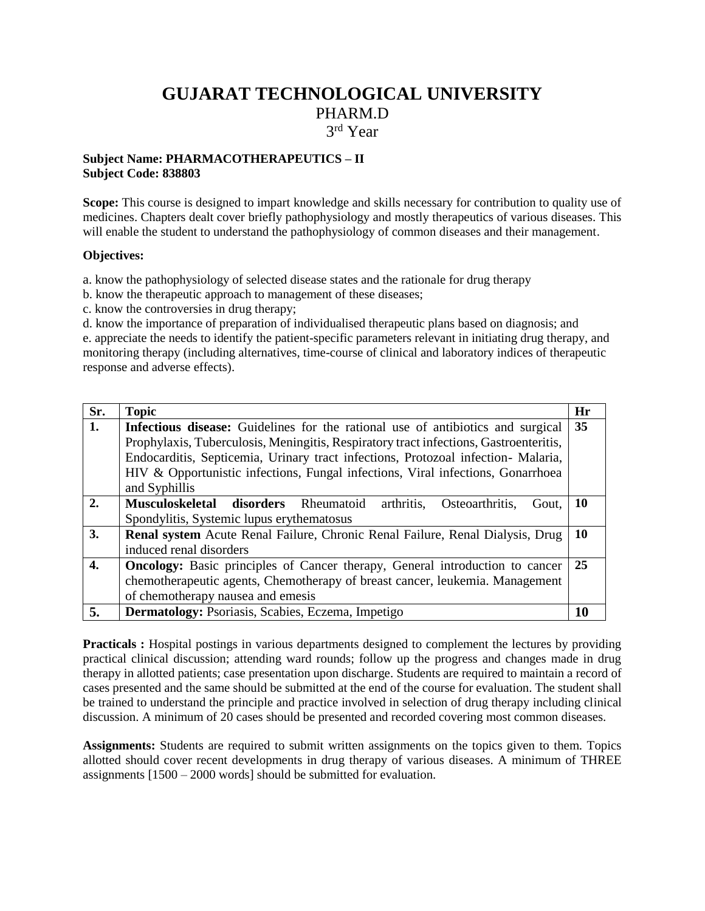# GUJARAT TECHNOLOGICAL UNIVERSITY

## PHARM.D

## 3rd Year

**Subject Name: PHARMACOTHERAPEUTICS – II**
**Subject Code: 838803**

**Scope:** This course is designed to impart knowledge and skills necessary for contribution to quality use of medicines. Chapters dealt cover briefly pathophysiology and mostly therapeutics of various diseases. This will enable the student to understand the pathophysiology of common diseases and their management.

**Objectives:**

a. know the pathophysiology of selected disease states and the rationale for drug therapy
b. know the therapeutic approach to management of these diseases;
c. know the controversies in drug therapy;
d. know the importance of preparation of individualised therapeutic plans based on diagnosis; and
e. appreciate the needs to identify the patient-specific parameters relevant in initiating drug therapy, and monitoring therapy (including alternatives, time-course of clinical and laboratory indices of therapeutic response and adverse effects).

| Sr. | Topic | Hr |
|---|---|---|
| **1.** | **Infectious disease:** Guidelines for the rational use of antibiotics and surgical Prophylaxis, Tuberculosis, Meningitis, Respiratory tract infections, Gastroenteritis, Endocarditis, Septicemia, Urinary tract infections, Protozoal infection- Malaria, HIV & Opportunistic infections, Fungal infections, Viral infections, Gonarrhoea and Syphillis | **35** |
| **2.** | **Musculoskeletal disorders** Rheumatoid arthritis, Osteoarthritis, Gout, Spondylitis, Systemic lupus erythematosus | **10** |
| **3.** | **Renal system** Acute Renal Failure, Chronic Renal Failure, Renal Dialysis, Drug induced renal disorders | **10** |
| **4.** | **Oncology:** Basic principles of Cancer therapy, General introduction to cancer chemotherapeutic agents, Chemotherapy of breast cancer, leukemia. Management of chemotherapy nausea and emesis | **25** |
| **5.** | **Dermatology:** Psoriasis, Scabies, Eczema, Impetigo | **10** |

**Practicals :** Hospital postings in various departments designed to complement the lectures by providing practical clinical discussion; attending ward rounds; follow up the progress and changes made in drug therapy in allotted patients; case presentation upon discharge. Students are required to maintain a record of cases presented and the same should be submitted at the end of the course for evaluation. The student shall be trained to understand the principle and practice involved in selection of drug therapy including clinical discussion. A minimum of 20 cases should be presented and recorded covering most common diseases.

**Assignments:** Students are required to submit written assignments on the topics given to them. Topics allotted should cover recent developments in drug therapy of various diseases. A minimum of THREE assignments [1500 – 2000 words] should be submitted for evaluation.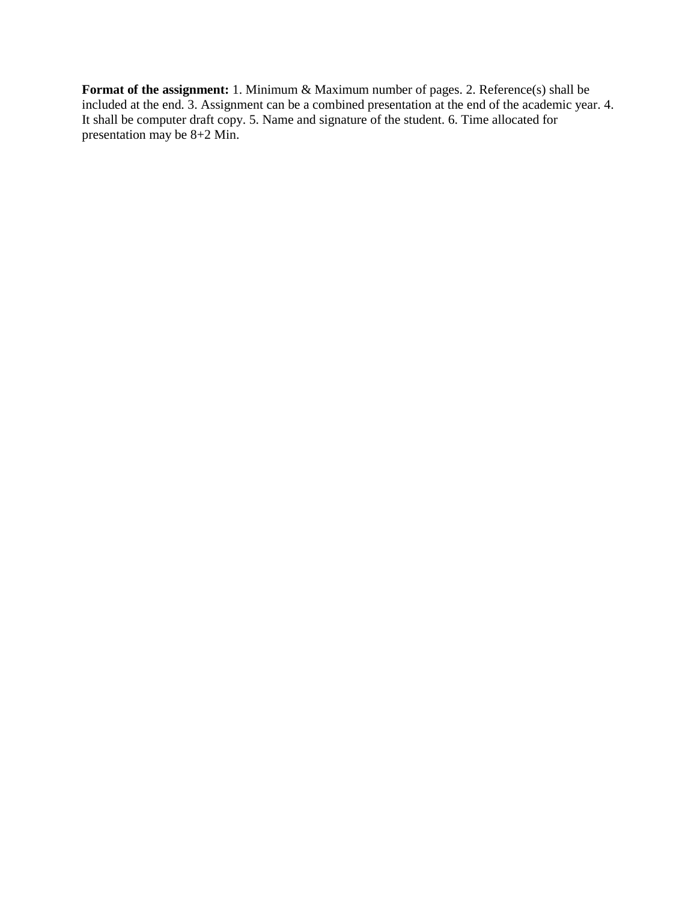**Format of the assignment:** 1. Minimum & Maximum number of pages. 2. Reference(s) shall be included at the end. 3. Assignment can be a combined presentation at the end of the academic year. 4. It shall be computer draft copy. 5. Name and signature of the student. 6. Time allocated for presentation may be 8+2 Min.